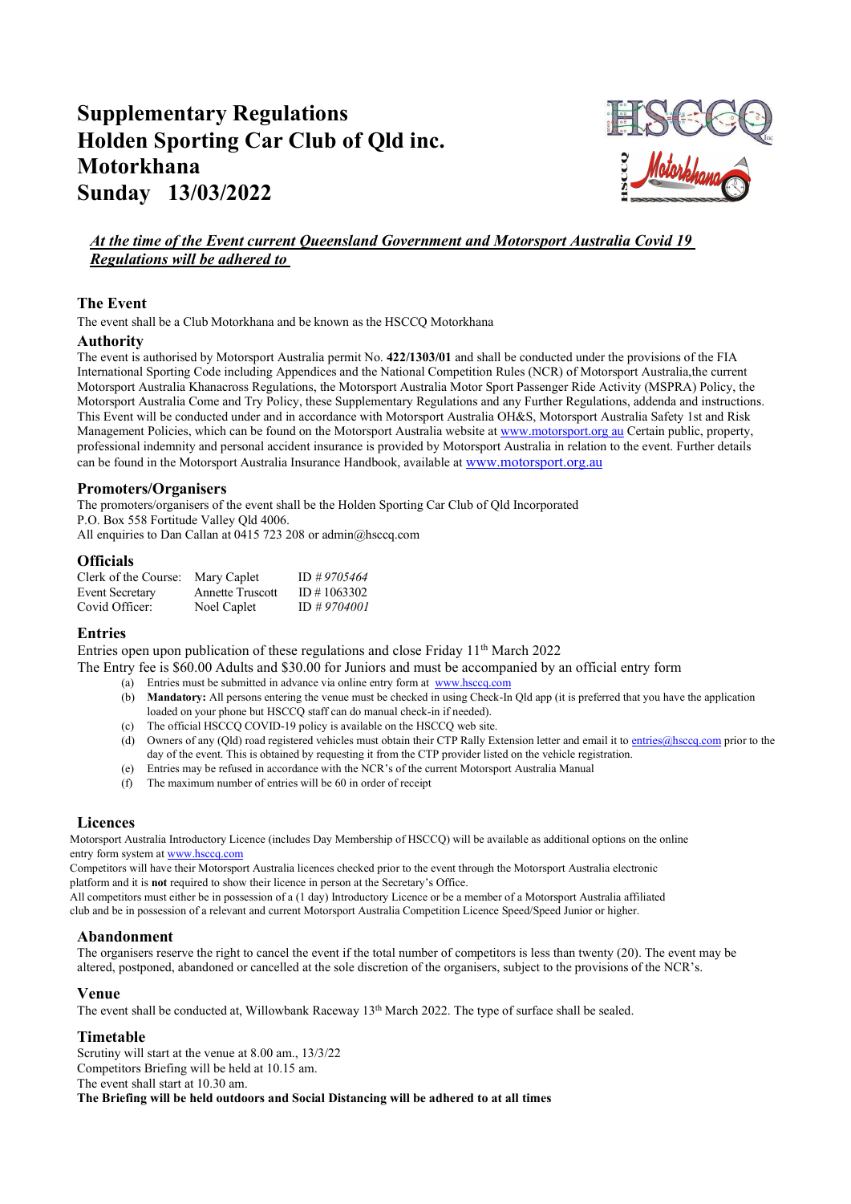# Supplementary Regulations
# Holden Sporting Car Club of Qld inc.
# Motorkhana
# Sunday 13/03/2022

***At the time of the Event current Queensland Government and Motorsport Australia Covid 19 Regulations will be adhered to***

## The Event

The event shall be a Club Motorkhana and be known as the HSCCQ Motorkhana

## Authority

The event is authorised by Motorsport Australia permit No. **422/1303/01** and shall be conducted under the provisions of the FIA International Sporting Code including Appendices and the National Competition Rules (NCR) of Motorsport Australia,the current Motorsport Australia Khanacross Regulations, the Motorsport Australia Motor Sport Passenger Ride Activity (MSPRA) Policy, the Motorsport Australia Come and Try Policy, these Supplementary Regulations and any Further Regulations, addenda and instructions. This Event will be conducted under and in accordance with Motorsport Australia OH&S, Motorsport Australia Safety 1st and Risk Management Policies, which can be found on the Motorsport Australia website at www.motorsport.org au Certain public, property, professional indemnity and personal accident insurance is provided by Motorsport Australia in relation to the event. Further details can be found in the Motorsport Australia Insurance Handbook, available at www.motorsport.org.au

## Promoters/Organisers

The promoters/organisers of the event shall be the Holden Sporting Car Club of Qld Incorporated
P.O. Box 558 Fortitude Valley Qld 4006.
All enquiries to Dan Callan at 0415 723 208 or admin@hsccq.com

## Officials

| | | |
|---|---|---|
| Clerk of the Course: | Mary Caplet | ID # *9705464* |
| Event Secretary | Annette Truscott | ID # 1063302 |
| Covid Officer: | Noel Caplet | ID # *9704001* |

## Entries

Entries open upon publication of these regulations and close Friday 11th March 2022
The Entry fee is $60.00 Adults and $30.00 for Juniors and must be accompanied by an official entry form

(a) Entries must be submitted in advance via online entry form at www.hsccq.com
(b) **Mandatory:** All persons entering the venue must be checked in using Check-In Qld app (it is preferred that you have the application loaded on your phone but HSCCQ staff can do manual check-in if needed).
(c) The official HSCCQ COVID-19 policy is available on the HSCCQ web site.
(d) Owners of any (Qld) road registered vehicles must obtain their CTP Rally Extension letter and email it to entries@hsccq.com prior to the day of the event. This is obtained by requesting it from the CTP provider listed on the vehicle registration.
(e) Entries may be refused in accordance with the NCR's of the current Motorsport Australia Manual
(f) The maximum number of entries will be 60 in order of receipt

## Licences

Motorsport Australia Introductory Licence (includes Day Membership of HSCCQ) will be available as additional options on the online entry form system at www.hsccq.com
Competitors will have their Motorsport Australia licences checked prior to the event through the Motorsport Australia electronic platform and it is **not** required to show their licence in person at the Secretary's Office.
All competitors must either be in possession of a (1 day) Introductory Licence or be a member of a Motorsport Australia affiliated club and be in possession of a relevant and current Motorsport Australia Competition Licence Speed/Speed Junior or higher.

## Abandonment

The organisers reserve the right to cancel the event if the total number of competitors is less than twenty (20). The event may be altered, postponed, abandoned or cancelled at the sole discretion of the organisers, subject to the provisions of the NCR's.

## Venue

The event shall be conducted at, Willowbank Raceway 13th March 2022. The type of surface shall be sealed.

## Timetable

Scrutiny will start at the venue at 8.00 am., 13/3/22
Competitors Briefing will be held at 10.15 am.
The event shall start at 10.30 am.
**The Briefing will be held outdoors and Social Distancing will be adhered to at all times**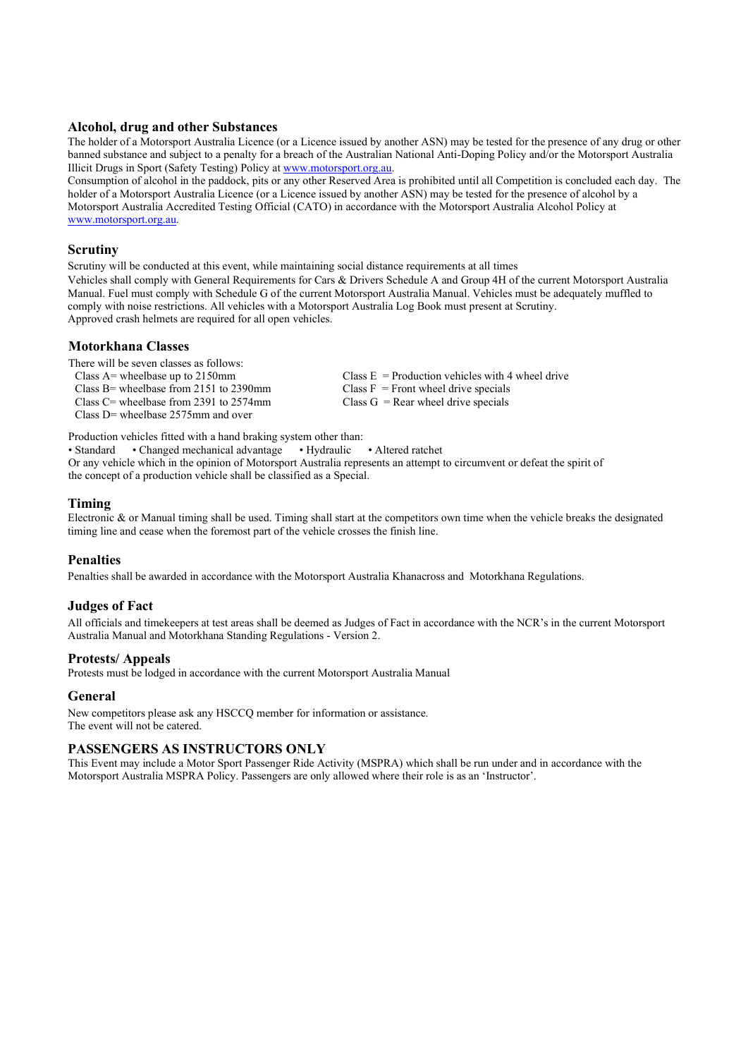## Alcohol, drug and other Substances

The holder of a Motorsport Australia Licence (or a Licence issued by another ASN) may be tested for the presence of any drug or other banned substance and subject to a penalty for a breach of the Australian National Anti-Doping Policy and/or the Motorsport Australia Illicit Drugs in Sport (Safety Testing) Policy at www.motorsport.org.au.

Consumption of alcohol in the paddock, pits or any other Reserved Area is prohibited until all Competition is concluded each day. The holder of a Motorsport Australia Licence (or a Licence issued by another ASN) may be tested for the presence of alcohol by a Motorsport Australia Accredited Testing Official (CATO) in accordance with the Motorsport Australia Alcohol Policy at www.motorsport.org.au.

## Scrutiny

Scrutiny will be conducted at this event, while maintaining social distance requirements at all times

Vehicles shall comply with General Requirements for Cars & Drivers Schedule A and Group 4H of the current Motorsport Australia Manual. Fuel must comply with Schedule G of the current Motorsport Australia Manual. Vehicles must be adequately muffled to comply with noise restrictions. All vehicles with a Motorsport Australia Log Book must present at Scrutiny.

Approved crash helmets are required for all open vehicles.

## Motorkhana Classes

There will be seven classes as follows:

- Class A= wheelbase up to 2150mm
- Class B= wheelbase from 2151 to 2390mm
- Class C= wheelbase from 2391 to 2574mm
- Class D= wheelbase 2575mm and over
- Class E = Production vehicles with 4 wheel drive
- Class F = Front wheel drive specials
- Class G = Rear wheel drive specials

Production vehicles fitted with a hand braking system other than:

• Standard • Changed mechanical advantage • Hydraulic • Altered ratchet

Or any vehicle which in the opinion of Motorsport Australia represents an attempt to circumvent or defeat the spirit of the concept of a production vehicle shall be classified as a Special.

## Timing

Electronic & or Manual timing shall be used. Timing shall start at the competitors own time when the vehicle breaks the designated timing line and cease when the foremost part of the vehicle crosses the finish line.

## Penalties

Penalties shall be awarded in accordance with the Motorsport Australia Khanacross and Motorkhana Regulations.

## Judges of Fact

All officials and timekeepers at test areas shall be deemed as Judges of Fact in accordance with the NCR's in the current Motorsport Australia Manual and Motorkhana Standing Regulations - Version 2.

## Protests/ Appeals

Protests must be lodged in accordance with the current Motorsport Australia Manual

## General

New competitors please ask any HSCCQ member for information or assistance.

The event will not be catered.

## PASSENGERS AS INSTRUCTORS ONLY

This Event may include a Motor Sport Passenger Ride Activity (MSPRA) which shall be run under and in accordance with the Motorsport Australia MSPRA Policy. Passengers are only allowed where their role is as an 'Instructor'.